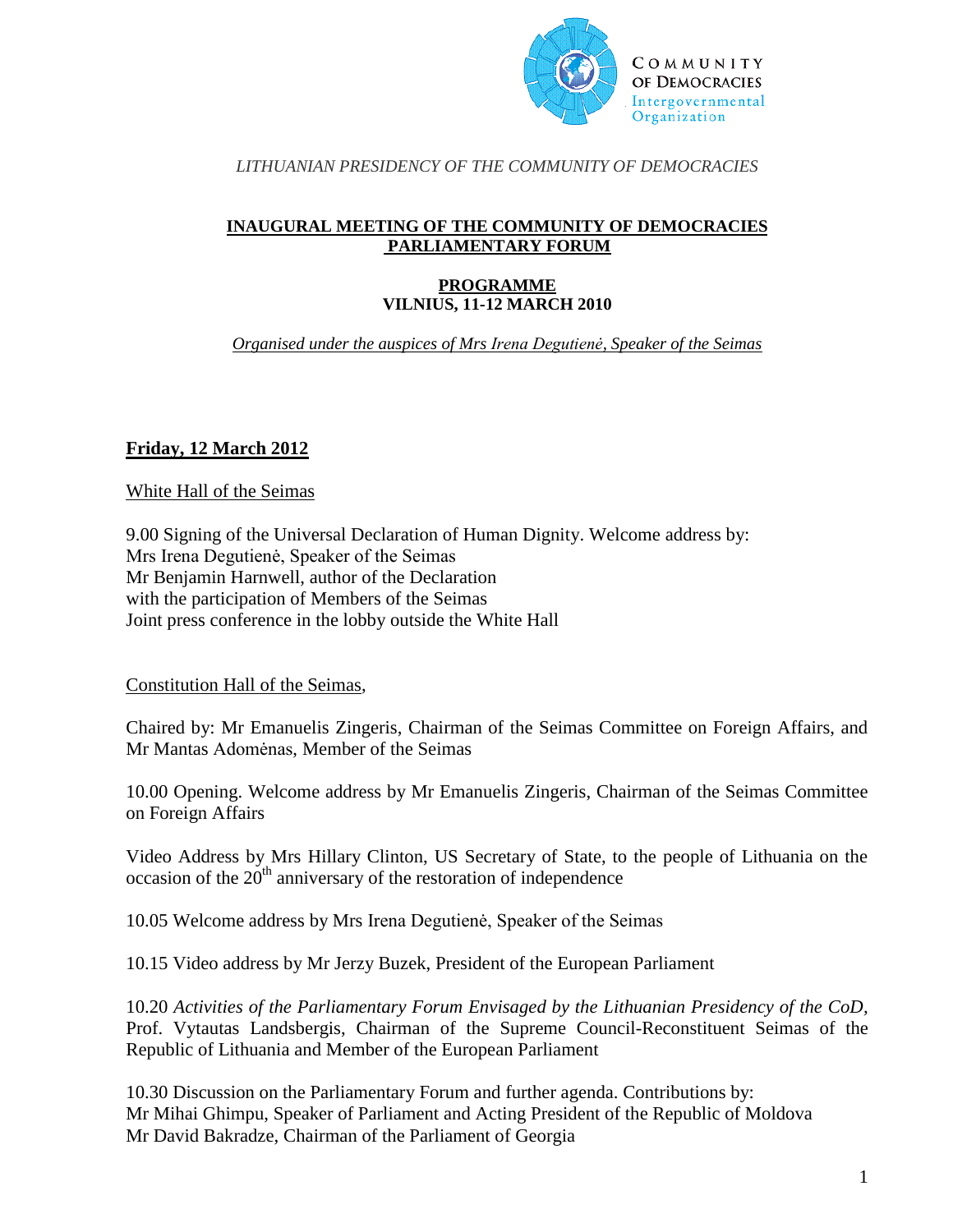COMMUNITY OF DEMOCRACIES Intergovernmental Organization

*LITHUANIAN PRESIDENCY OF THE COMMUNITY OF DEMOCRACIES*

# INAUGURAL MEETING OF THE COMMUNITY OF DEMOCRACIES PARLIAMENTARY FORUM

## PROGRAMME
## VILNIUS, 11-12 MARCH 2010

*Organised under the auspices of Mrs Irena Degutienė, Speaker of the Seimas*

### Friday, 12 March 2012

White Hall of the Seimas

9.00 Signing of the Universal Declaration of Human Dignity. Welcome address by:
Mrs Irena Degutienė, Speaker of the Seimas
Mr Benjamin Harnwell, author of the Declaration
with the participation of Members of the Seimas
Joint press conference in the lobby outside the White Hall

Constitution Hall of the Seimas,

Chaired by: Mr Emanuelis Zingeris, Chairman of the Seimas Committee on Foreign Affairs, and Mr Mantas Adomėnas, Member of the Seimas

10.00 Opening. Welcome address by Mr Emanuelis Zingeris, Chairman of the Seimas Committee on Foreign Affairs

Video Address by Mrs Hillary Clinton, US Secretary of State, to the people of Lithuania on the occasion of the 20th anniversary of the restoration of independence

10.05 Welcome address by Mrs Irena Degutienė, Speaker of the Seimas

10.15 Video address by Mr Jerzy Buzek, President of the European Parliament

10.20 *Activities of the Parliamentary Forum Envisaged by the Lithuanian Presidency of the CoD,* Prof. Vytautas Landsbergis, Chairman of the Supreme Council-Reconstituent Seimas of the Republic of Lithuania and Member of the European Parliament

10.30 Discussion on the Parliamentary Forum and further agenda. Contributions by:
Mr Mihai Ghimpu, Speaker of Parliament and Acting President of the Republic of Moldova
Mr David Bakradze, Chairman of the Parliament of Georgia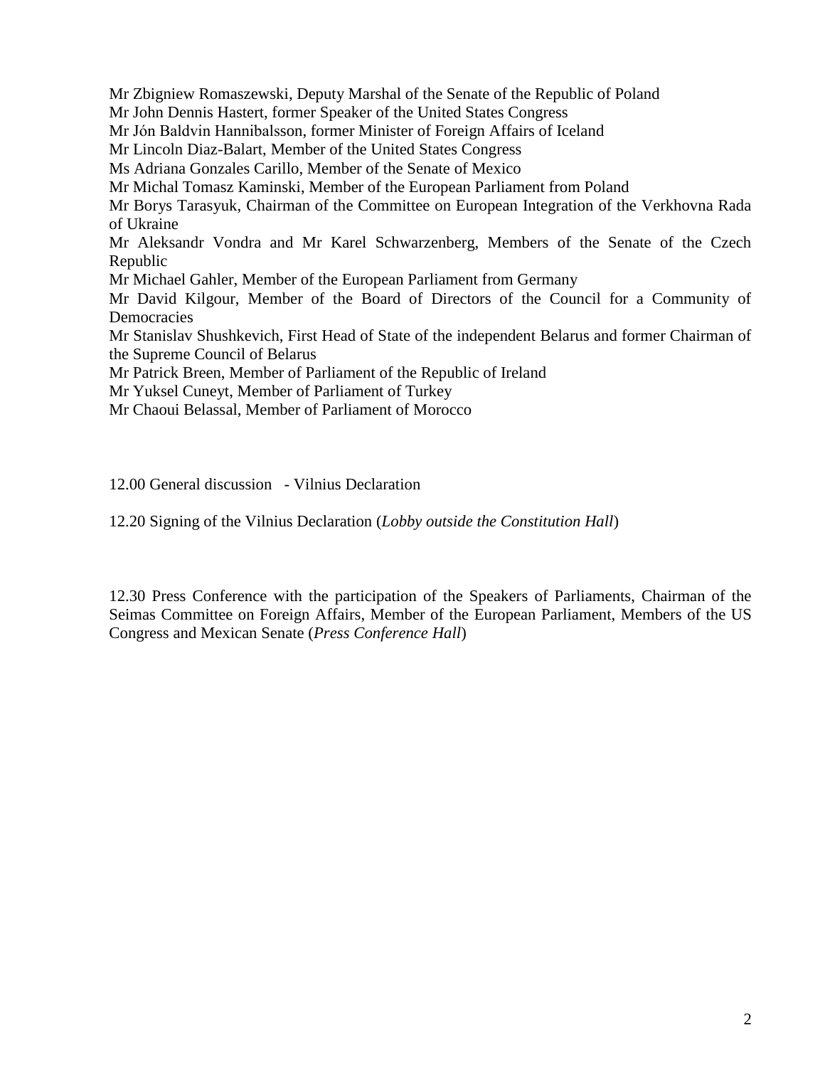Mr Zbigniew Romaszewski, Deputy Marshal of the Senate of the Republic of Poland
Mr John Dennis Hastert, former Speaker of the United States Congress
Mr Jón Baldvin Hannibalsson, former Minister of Foreign Affairs of Iceland
Mr Lincoln Diaz-Balart, Member of the United States Congress
Ms Adriana Gonzales Carillo, Member of the Senate of Mexico
Mr Michal Tomasz Kaminski, Member of the European Parliament from Poland
Mr Borys Tarasyuk, Chairman of the Committee on European Integration of the Verkhovna Rada of Ukraine
Mr Aleksandr Vondra and Mr Karel Schwarzenberg, Members of the Senate of the Czech Republic
Mr Michael Gahler, Member of the European Parliament from Germany
Mr David Kilgour, Member of the Board of Directors of the Council for a Community of Democracies
Mr Stanislav Shushkevich, First Head of State of the independent Belarus and former Chairman of the Supreme Council of Belarus
Mr Patrick Breen, Member of Parliament of the Republic of Ireland
Mr Yuksel Cuneyt, Member of Parliament of Turkey
Mr Chaoui Belassal, Member of Parliament of Morocco

12.00 General discussion - Vilnius Declaration

12.20 Signing of the Vilnius Declaration (*Lobby outside the Constitution Hall*)

12.30 Press Conference with the participation of the Speakers of Parliaments, Chairman of the Seimas Committee on Foreign Affairs, Member of the European Parliament, Members of the US Congress and Mexican Senate (*Press Conference Hall*)